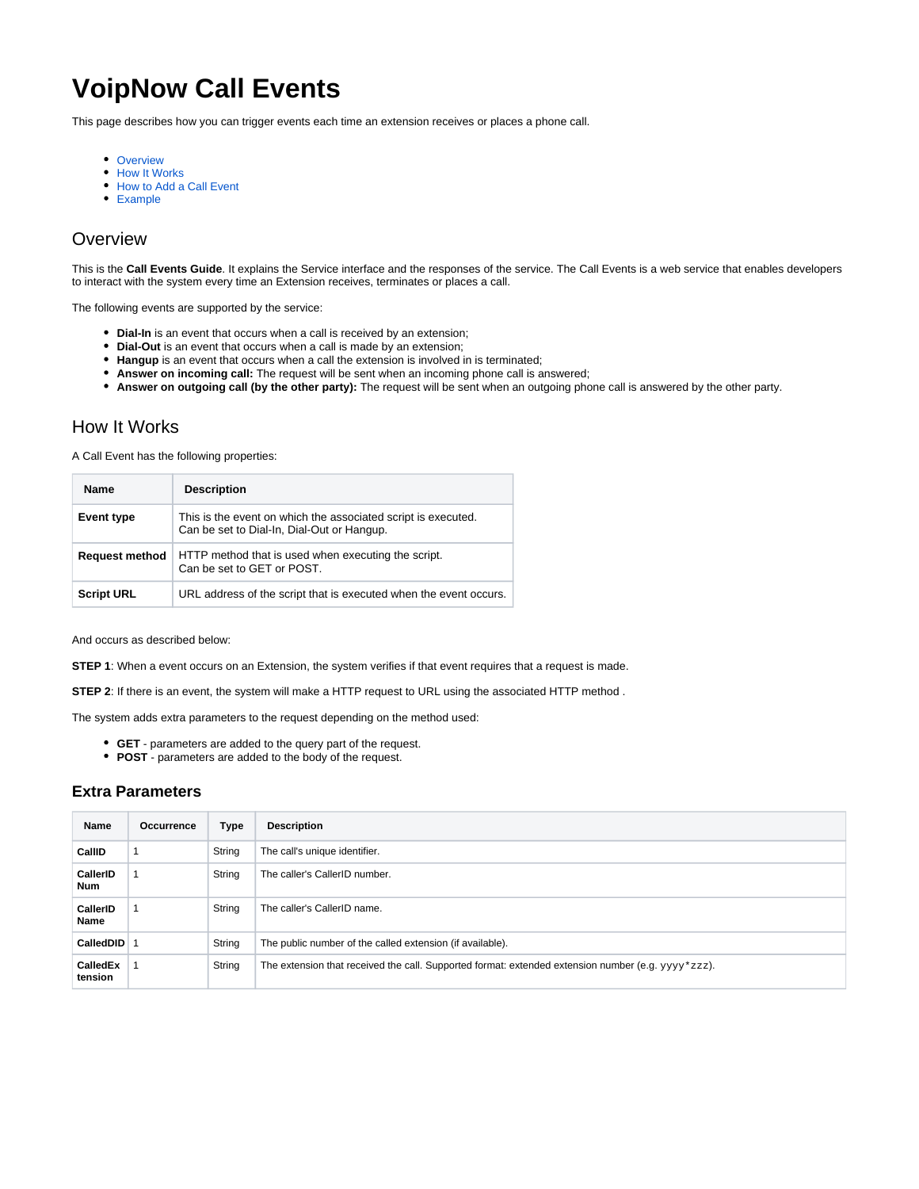# VoipNow Call Events

This page describes how you can trigger events each time an extension receives or places a phone call.

- Overview
- How It Works
- How to Add a Call Event
- Example

## Overview

This is the **Call Events Guide**. It explains the Service interface and the responses of the service. The Call Events is a web service that enables developers to interact with the system every time an Extension receives, terminates or places a call.

The following events are supported by the service:

- **Dial-In** is an event that occurs when a call is received by an extension;
- **Dial-Out** is an event that occurs when a call is made by an extension;
- **Hangup** is an event that occurs when a call the extension is involved in is terminated;
- **Answer on incoming call:** The request will be sent when an incoming phone call is answered;
- **Answer on outgoing call (by the other party):** The request will be sent when an outgoing phone call is answered by the other party.

## How It Works

A Call Event has the following properties:

| Name | Description |
|---|---|
| **Event type** | This is the event on which the associated script is executed. Can be set to Dial-In, Dial-Out or Hangup. |
| **Request method** | HTTP method that is used when executing the script. Can be set to GET or POST. |
| **Script URL** | URL address of the script that is executed when the event occurs. |

And occurs as described below:

**STEP 1**: When a event occurs on an Extension, the system verifies if that event requires that a request is made.

**STEP 2**: If there is an event, the system will make a HTTP request to URL using the associated HTTP method .

The system adds extra parameters to the request depending on the method used:

- **GET** - parameters are added to the query part of the request.
- **POST** - parameters are added to the body of the request.

### Extra Parameters

| Name | Occurrence | Type | Description |
|---|---|---|---|
| **CallID** | 1 | String | The call's unique identifier. |
| **CallerID Num** | 1 | String | The caller's CallerID number. |
| **CallerID Name** | 1 | String | The caller's CallerID name. |
| **CalledDID** | 1 | String | The public number of the called extension (if available). |
| **CalledExtension** | 1 | String | The extension that received the call. Supported format: extended extension number (e.g. `yyyy*zzz`). |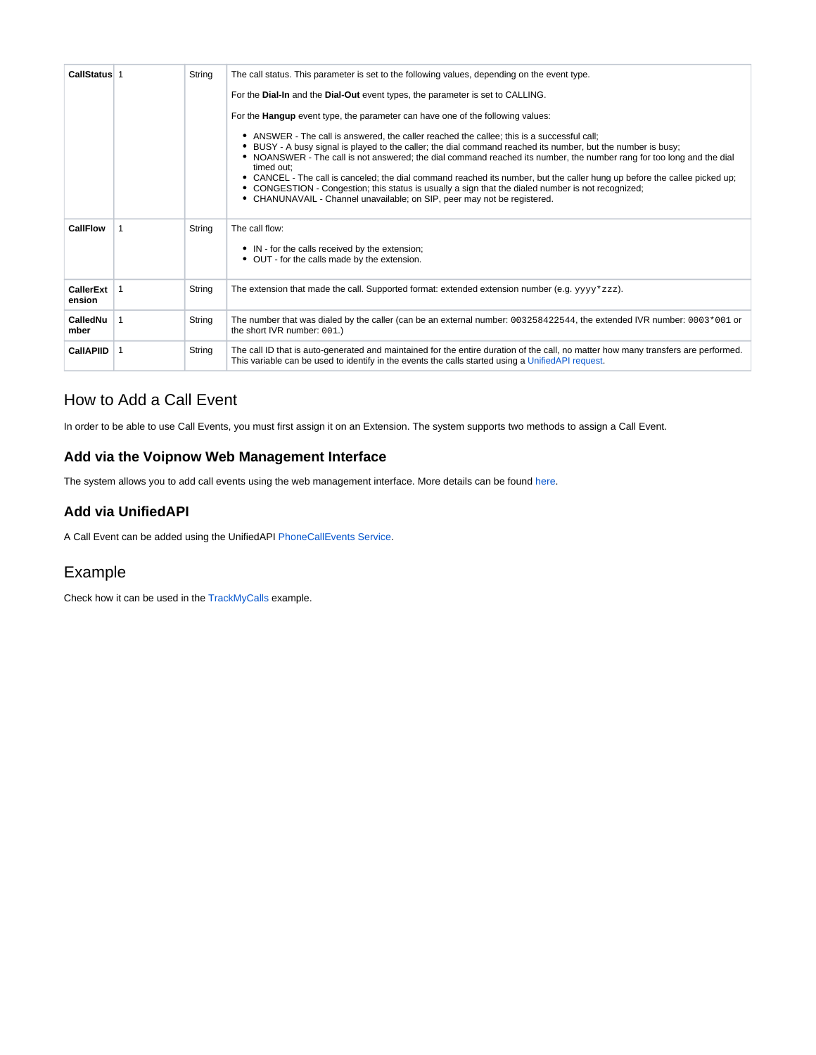| | | | |
|---|---|---|---|
| **CallStatus** | 1 | String | The call status. This parameter is set to the following values, depending on the event type.<br><br>For the **Dial-In** and the **Dial-Out** event types, the parameter is set to CALLING.<br><br>For the **Hangup** event type, the parameter can have one of the following values:<br><br>• ANSWER - The call is answered, the caller reached the callee; this is a successful call;<br>• BUSY - A busy signal is played to the caller; the dial command reached its number, but the number is busy;<br>• NOANSWER - The call is not answered; the dial command reached its number, the number rang for too long and the dial timed out;<br>• CANCEL - The call is canceled; the dial command reached its number, but the caller hung up before the callee picked up;<br>• CONGESTION - Congestion; this status is usually a sign that the dialed number is not recognized;<br>• CHANUNAVAIL - Channel unavailable; on SIP, peer may not be registered. |
| **CallFlow** | 1 | String | The call flow:<br><br>• IN - for the calls received by the extension;<br>• OUT - for the calls made by the extension. |
| **CallerExtension** | 1 | String | The extension that made the call. Supported format: extended extension number (e.g. `yyyy*zzz`). |
| **CalledNumber** | 1 | String | The number that was dialed by the caller (can be an external number: `003258422544`, the extended IVR number: `0003*001` or the short IVR number: `001`.) |
| **CallAPIID** | 1 | String | The call ID that is auto-generated and maintained for the entire duration of the call, no matter how many transfers are performed. This variable can be used to identify in the events the calls started using a UnifiedAPI request. |

## How to Add a Call Event

In order to be able to use Call Events, you must first assign it on an Extension. The system supports two methods to assign a Call Event.

### Add via the Voipnow Web Management Interface

The system allows you to add call events using the web management interface. More details can be found here.

### Add via UnifiedAPI

A Call Event can be added using the UnifiedAPI PhoneCallEvents Service.

## Example

Check how it can be used in the TrackMyCalls example.